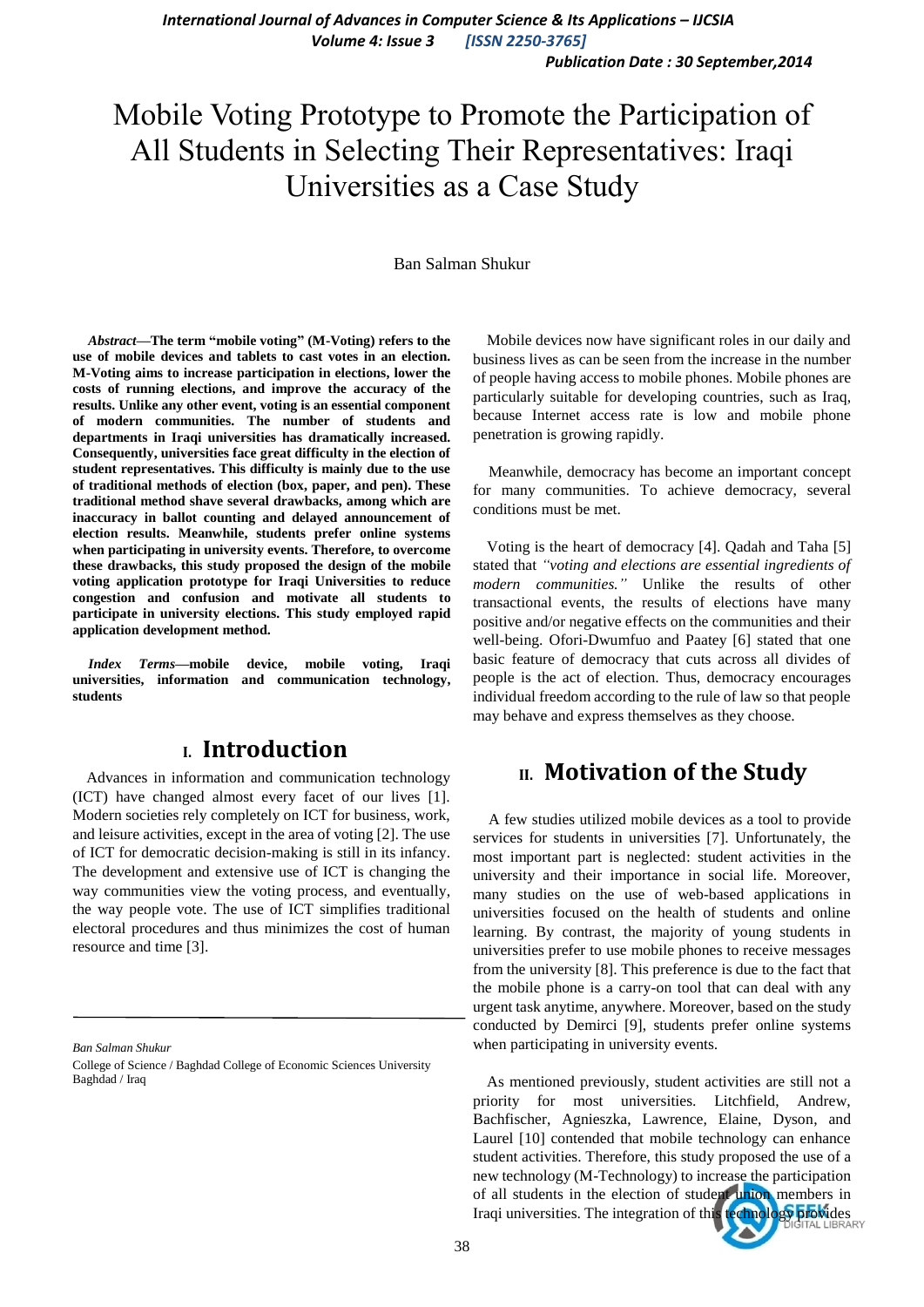# Mobile Voting Prototype to Promote the Participation of All Students in Selecting Their Representatives: Iraqi Universities as a Case Study

Ban Salman Shukur

***Abstract*—The term "mobile voting" (M-Voting) refers to the use of mobile devices and tablets to cast votes in an election. M-Voting aims to increase participation in elections, lower the costs of running elections, and improve the accuracy of the results. Unlike any other event, voting is an essential component of modern communities. The number of students and departments in Iraqi universities has dramatically increased. Consequently, universities face great difficulty in the election of student representatives. This difficulty is mainly due to the use of traditional methods of election (box, paper, and pen). These traditional method shave several drawbacks, among which are inaccuracy in ballot counting and delayed announcement of election results. Meanwhile, students prefer online systems when participating in university events. Therefore, to overcome these drawbacks, this study proposed the design of the mobile voting application prototype for Iraqi Universities to reduce congestion and confusion and motivate all students to participate in university elections. This study employed rapid application development method.**

***Index Terms*—mobile device, mobile voting, Iraqi universities, information and communication technology, students**

## I. Introduction

Advances in information and communication technology (ICT) have changed almost every facet of our lives [1]. Modern societies rely completely on ICT for business, work, and leisure activities, except in the area of voting [2]. The use of ICT for democratic decision-making is still in its infancy. The development and extensive use of ICT is changing the way communities view the voting process, and eventually, the way people vote. The use of ICT simplifies traditional electoral procedures and thus minimizes the cost of human resource and time [3].

*Ban Salman Shukur*

College of Science / Baghdad College of Economic Sciences University Baghdad / Iraq

Mobile devices now have significant roles in our daily and business lives as can be seen from the increase in the number of people having access to mobile phones. Mobile phones are particularly suitable for developing countries, such as Iraq, because Internet access rate is low and mobile phone penetration is growing rapidly.

Meanwhile, democracy has become an important concept for many communities. To achieve democracy, several conditions must be met.

Voting is the heart of democracy [4]. Qadah and Taha [5] stated that *"voting and elections are essential ingredients of modern communities."* Unlike the results of other transactional events, the results of elections have many positive and/or negative effects on the communities and their well-being. Ofori-Dwumfuo and Paatey [6] stated that one basic feature of democracy that cuts across all divides of people is the act of election. Thus, democracy encourages individual freedom according to the rule of law so that people may behave and express themselves as they choose.

## II. Motivation of the Study

A few studies utilized mobile devices as a tool to provide services for students in universities [7]. Unfortunately, the most important part is neglected: student activities in the university and their importance in social life. Moreover, many studies on the use of web-based applications in universities focused on the health of students and online learning. By contrast, the majority of young students in universities prefer to use mobile phones to receive messages from the university [8]. This preference is due to the fact that the mobile phone is a carry-on tool that can deal with any urgent task anytime, anywhere. Moreover, based on the study conducted by Demirci [9], students prefer online systems when participating in university events.

As mentioned previously, student activities are still not a priority for most universities. Litchfield, Andrew, Bachfischer, Agnieszka, Lawrence, Elaine, Dyson, and Laurel [10] contended that mobile technology can enhance student activities. Therefore, this study proposed the use of a new technology (M-Technology) to increase the participation of all students in the election of student union members in Iraqi universities. The integration of this technology provides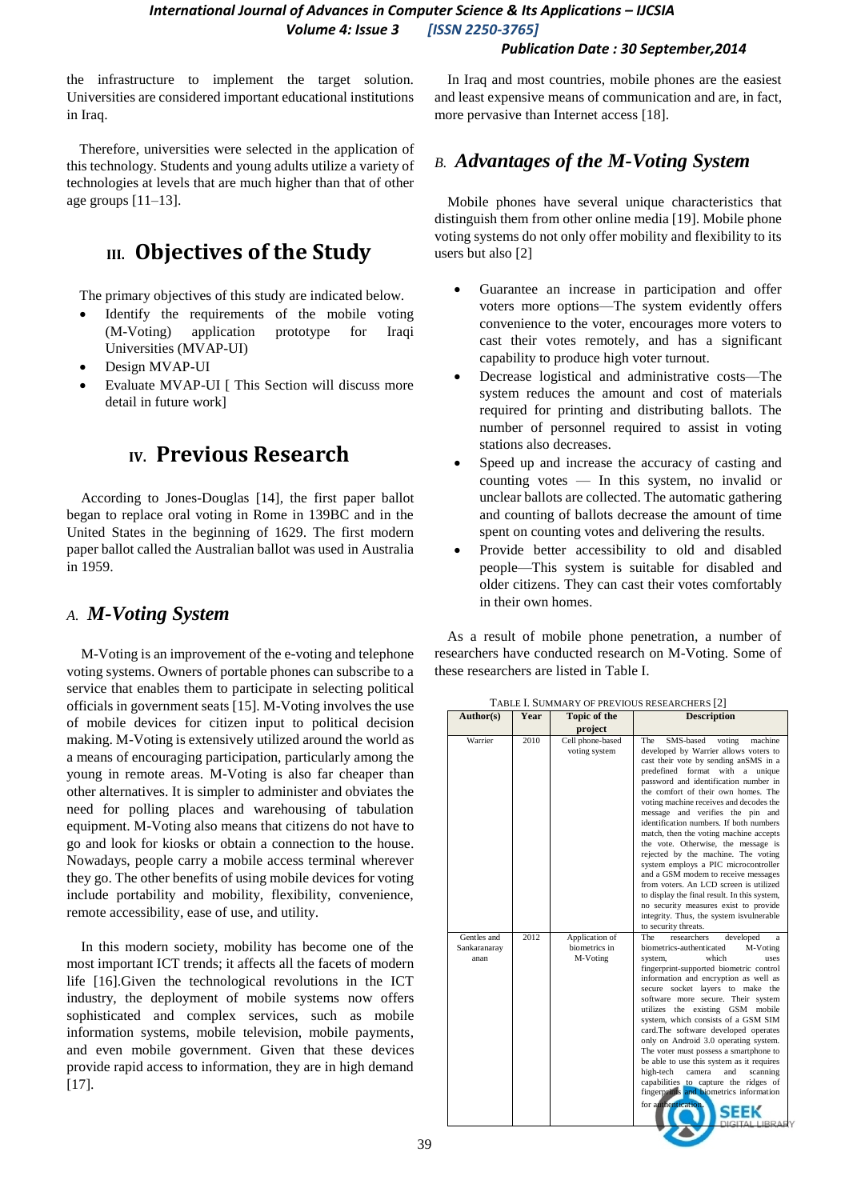the infrastructure to implement the target solution. Universities are considered important educational institutions in Iraq.

Therefore, universities were selected in the application of this technology. Students and young adults utilize a variety of technologies at levels that are much higher than that of other age groups [11–13].

# III. Objectives of the Study

The primary objectives of this study are indicated below.

- Identify the requirements of the mobile voting (M-Voting) application prototype for Iraqi Universities (MVAP-UI)
- Design MVAP-UI
- Evaluate MVAP-UI [ This Section will discuss more detail in future work]

# IV. Previous Research

According to Jones-Douglas [14], the first paper ballot began to replace oral voting in Rome in 139BC and in the United States in the beginning of 1629. The first modern paper ballot called the Australian ballot was used in Australia in 1959.

## A. *M-Voting System*

M-Voting is an improvement of the e-voting and telephone voting systems. Owners of portable phones can subscribe to a service that enables them to participate in selecting political officials in government seats [15]. M-Voting involves the use of mobile devices for citizen input to political decision making. M-Voting is extensively utilized around the world as a means of encouraging participation, particularly among the young in remote areas. M-Voting is also far cheaper than other alternatives. It is simpler to administer and obviates the need for polling places and warehousing of tabulation equipment. M-Voting also means that citizens do not have to go and look for kiosks or obtain a connection to the house. Nowadays, people carry a mobile access terminal wherever they go. The other benefits of using mobile devices for voting include portability and mobility, flexibility, convenience, remote accessibility, ease of use, and utility.

In this modern society, mobility has become one of the most important ICT trends; it affects all the facets of modern life [16].Given the technological revolutions in the ICT industry, the deployment of mobile systems now offers sophisticated and complex services, such as mobile information systems, mobile television, mobile payments, and even mobile government. Given that these devices provide rapid access to information, they are in high demand [17].

In Iraq and most countries, mobile phones are the easiest and least expensive means of communication and are, in fact, more pervasive than Internet access [18].

## B. *Advantages of the M-Voting System*

Mobile phones have several unique characteristics that distinguish them from other online media [19]. Mobile phone voting systems do not only offer mobility and flexibility to its users but also [2]

- Guarantee an increase in participation and offer voters more options—The system evidently offers convenience to the voter, encourages more voters to cast their votes remotely, and has a significant capability to produce high voter turnout.
- Decrease logistical and administrative costs—The system reduces the amount and cost of materials required for printing and distributing ballots. The number of personnel required to assist in voting stations also decreases.
- Speed up and increase the accuracy of casting and counting votes — In this system, no invalid or unclear ballots are collected. The automatic gathering and counting of ballots decrease the amount of time spent on counting votes and delivering the results.
- Provide better accessibility to old and disabled people—This system is suitable for disabled and older citizens. They can cast their votes comfortably in their own homes.

As a result of mobile phone penetration, a number of researchers have conducted research on M-Voting. Some of these researchers are listed in Table I.

TABLE I. SUMMARY OF PREVIOUS RESEARCHERS [2]

| Author(s) | Year | Topic of the project | Description |
|---|---|---|---|
| Warrier | 2010 | Cell phone-based voting system | The SMS-based voting machine developed by Warrier allows voters to cast their vote by sending anSMS in a predefined format with a unique password and identification number in the comfort of their own homes. The voting machine receives and decodes the message and verifies the pin and identification numbers. If both numbers match, then the voting machine accepts the vote. Otherwise, the message is rejected by the machine. The voting system employs a PIC microcontroller and a GSM modem to receive messages from voters. An LCD screen is utilized to display the final result. In this system, no security measures exist to provide integrity. Thus, the system isvulnerable to security threats. |
| Gentles and Sankaranarayanan | 2012 | Application of biometrics in M-Voting | The researchers developed a biometrics-authenticated M-Voting system, which uses fingerprint-supported biometric control information and encryption as well as secure socket layers to make the software more secure. Their system utilizes the existing GSM mobile system, which consists of a GSM SIM card.The software developed operates only on Android 3.0 operating system. The voter must possess a smartphone to be able to use this system as it requires high-tech camera and scanning capabilities to capture the ridges of fingerprints and biometrics information for authentication. |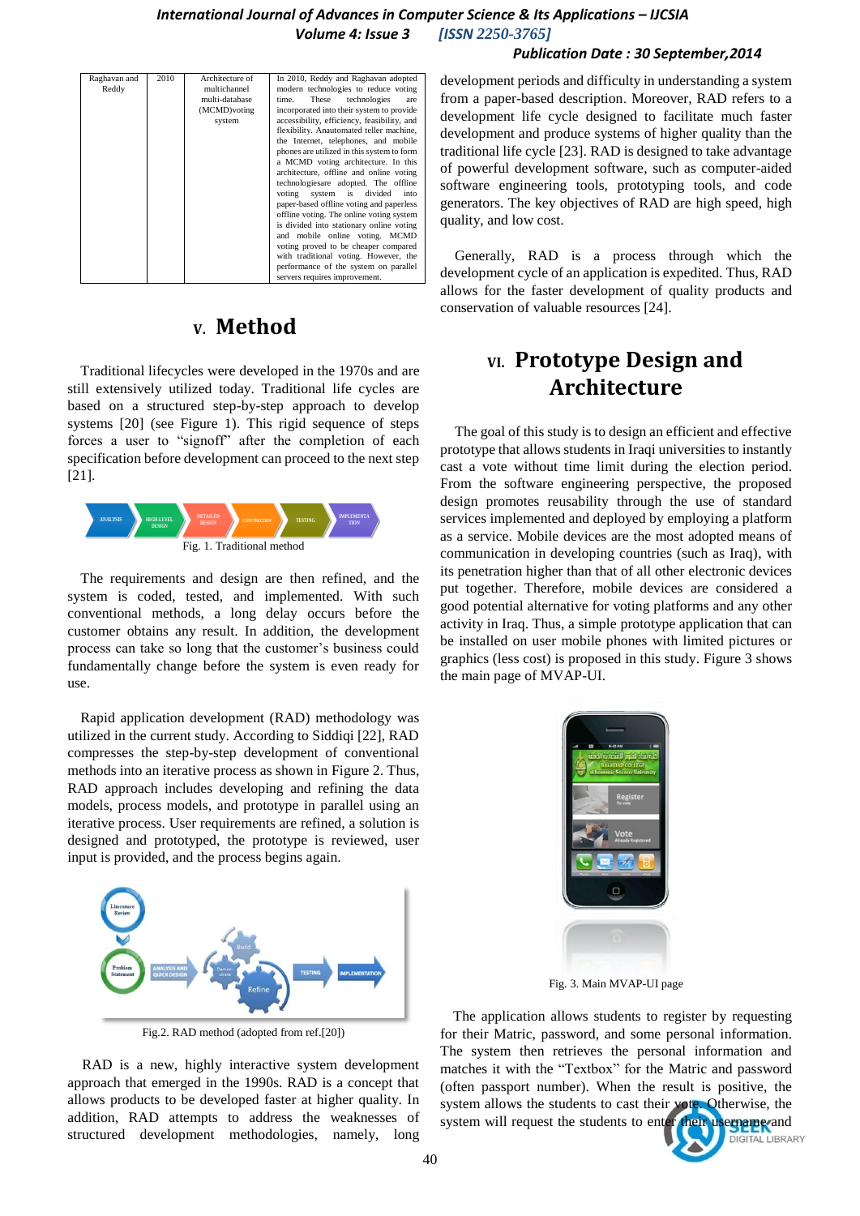| Raghavan and Reddy | 2010 | Architecture of multichannel multi-database (MCMD)voting system | In 2010, Reddy and Raghavan adopted modern technologies to reduce voting time. These technologies are incorporated into their system to provide accessibility, efficiency, feasibility, and flexibility. Anautomated teller machine, the Internet, telephones, and mobile phones are utilized in this system to form a MCMD voting architecture. In this architecture, offline and online voting technologiesare adopted. The offline voting system is divided into paper-based offline voting and paperless offline voting. The online voting system is divided into stationary online voting and mobile online voting. MCMD voting proved to be cheaper compared with traditional voting. However, the performance of the system on parallel servers requires improvement. |
|---|---|---|---|

## V. Method

Traditional lifecycles were developed in the 1970s and are still extensively utilized today. Traditional life cycles are based on a structured step-by-step approach to develop systems [20] (see Figure 1). This rigid sequence of steps forces a user to "signoff" after the completion of each specification before development can proceed to the next step [21].

Fig. 1. Traditional method

The requirements and design are then refined, and the system is coded, tested, and implemented. With such conventional methods, a long delay occurs before the customer obtains any result. In addition, the development process can take so long that the customer's business could fundamentally change before the system is even ready for use.

Rapid application development (RAD) methodology was utilized in the current study. According to Siddiqi [22], RAD compresses the step-by-step development of conventional methods into an iterative process as shown in Figure 2. Thus, RAD approach includes developing and refining the data models, process models, and prototype in parallel using an iterative process. User requirements are refined, a solution is designed and prototyped, the prototype is reviewed, user input is provided, and the process begins again.

Fig.2. RAD method (adopted from ref.[20])

RAD is a new, highly interactive system development approach that emerged in the 1990s. RAD is a concept that allows products to be developed faster at higher quality. In addition, RAD attempts to address the weaknesses of structured development methodologies, namely, long development periods and difficulty in understanding a system from a paper-based description. Moreover, RAD refers to a development life cycle designed to facilitate much faster development and produce systems of higher quality than the traditional life cycle [23]. RAD is designed to take advantage of powerful development software, such as computer-aided software engineering tools, prototyping tools, and code generators. The key objectives of RAD are high speed, high quality, and low cost.

Generally, RAD is a process through which the development cycle of an application is expedited. Thus, RAD allows for the faster development of quality products and conservation of valuable resources [24].

## VI. Prototype Design and Architecture

The goal of this study is to design an efficient and effective prototype that allows students in Iraqi universities to instantly cast a vote without time limit during the election period. From the software engineering perspective, the proposed design promotes reusability through the use of standard services implemented and deployed by employing a platform as a service. Mobile devices are the most adopted means of communication in developing countries (such as Iraq), with its penetration higher than that of all other electronic devices put together. Therefore, mobile devices are considered a good potential alternative for voting platforms and any other activity in Iraq. Thus, a simple prototype application that can be installed on user mobile phones with limited pictures or graphics (less cost) is proposed in this study. Figure 3 shows the main page of MVAP-UI.

Fig. 3. Main MVAP-UI page

The application allows students to register by requesting for their Matric, password, and some personal information. The system then retrieves the personal information and matches it with the "Textbox" for the Matric and password (often passport number). When the result is positive, the system allows the students to cast their vote. Otherwise, the system will request the students to enter their username and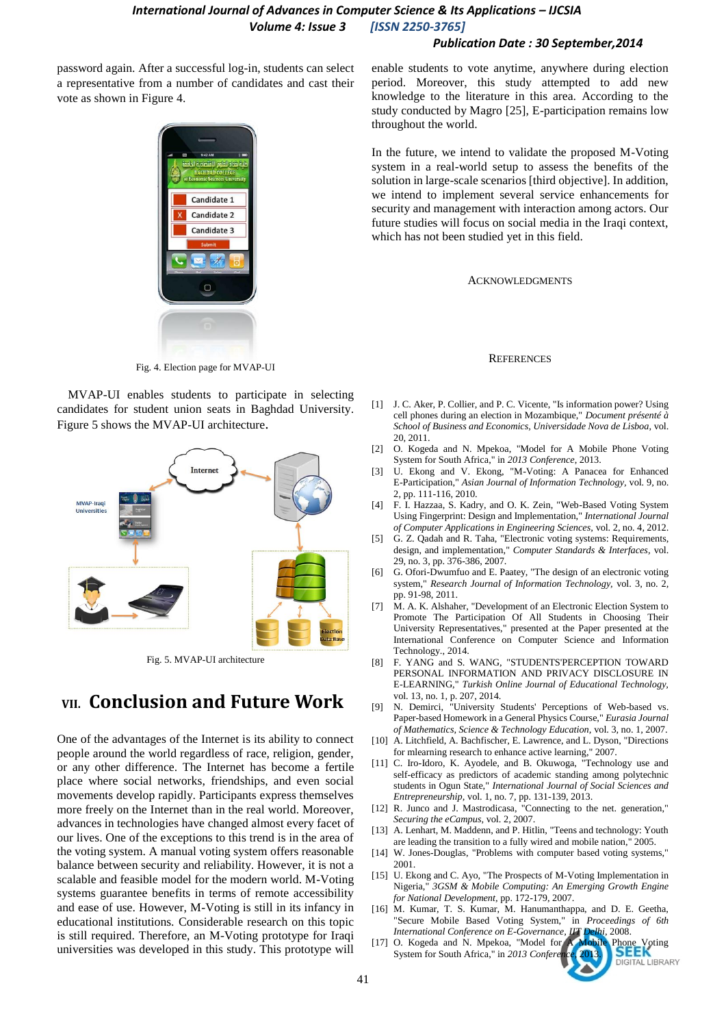password again. After a successful log-in, students can select a representative from a number of candidates and cast their vote as shown in Figure 4.

Fig. 4. Election page for MVAP-UI

MVAP-UI enables students to participate in selecting candidates for student union seats in Baghdad University. Figure 5 shows the MVAP-UI architecture.

Fig. 5. MVAP-UI architecture

## VII. Conclusion and Future Work

One of the advantages of the Internet is its ability to connect people around the world regardless of race, religion, gender, or any other difference. The Internet has become a fertile place where social networks, friendships, and even social movements develop rapidly. Participants express themselves more freely on the Internet than in the real world. Moreover, advances in technologies have changed almost every facet of our lives. One of the exceptions to this trend is in the area of the voting system. A manual voting system offers reasonable balance between security and reliability. However, it is not a scalable and feasible model for the modern world. M-Voting systems guarantee benefits in terms of remote accessibility and ease of use. However, M-Voting is still in its infancy in educational institutions. Considerable research on this topic is still required. Therefore, an M-Voting prototype for Iraqi universities was developed in this study. This prototype will enable students to vote anytime, anywhere during election period. Moreover, this study attempted to add new knowledge to the literature in this area. According to the study conducted by Magro [25], E-participation remains low throughout the world.

In the future, we intend to validate the proposed M-Voting system in a real-world setup to assess the benefits of the solution in large-scale scenarios [third objective]. In addition, we intend to implement several service enhancements for security and management with interaction among actors. Our future studies will focus on social media in the Iraqi context, which has not been studied yet in this field.

## Acknowledgments

## References

[1] J. C. Aker, P. Collier, and P. C. Vicente, "Is information power? Using cell phones during an election in Mozambique," *Document présenté à School of Business and Economics, Universidade Nova de Lisboa,* vol. 20, 2011.

[2] O. Kogeda and N. Mpekoa, "Model for A Mobile Phone Voting System for South Africa," in *2013 Conference*, 2013.

[3] U. Ekong and V. Ekong, "M-Voting: A Panacea for Enhanced E-Participation," *Asian Journal of Information Technology,* vol. 9, no. 2, pp. 111-116, 2010.

[4] F. I. Hazzaa, S. Kadry, and O. K. Zein, "Web-Based Voting System Using Fingerprint: Design and Implementation," *International Journal of Computer Applications in Engineering Sciences,* vol. 2, no. 4, 2012.

[5] G. Z. Qadah and R. Taha, "Electronic voting systems: Requirements, design, and implementation," *Computer Standards & Interfaces,* vol. 29, no. 3, pp. 376-386, 2007.

[6] G. Ofori-Dwumfuo and E. Paatey, "The design of an electronic voting system," *Research Journal of Information Technology,* vol. 3, no. 2, pp. 91-98, 2011.

[7] M. A. K. Alshaher, "Development of an Electronic Election System to Promote The Participation Of All Students in Choosing Their University Representatives," presented at the Paper presented at the International Conference on Computer Science and Information Technology., 2014.

[8] F. YANG and S. WANG, "STUDENTS'PERCEPTION TOWARD PERSONAL INFORMATION AND PRIVACY DISCLOSURE IN E-LEARNING," *Turkish Online Journal of Educational Technology,* vol. 13, no. 1, p. 207, 2014.

[9] N. Demirci, "University Students' Perceptions of Web-based vs. Paper-based Homework in a General Physics Course," *Eurasia Journal of Mathematics, Science & Technology Education,* vol. 3, no. 1, 2007.

[10] A. Litchfield, A. Bachfischer, E. Lawrence, and L. Dyson, "Directions for mlearning research to enhance active learning," 2007.

[11] C. Iro-Idoro, K. Ayodele, and B. Okuwoga, "Technology use and self-efficacy as predictors of academic standing among polytechnic students in Ogun State," *International Journal of Social Sciences and Entrepreneurship,* vol. 1, no. 7, pp. 131-139, 2013.

[12] R. Junco and J. Mastrodicasa, "Connecting to the net. generation," *Securing the eCampus,* vol. 2, 2007.

[13] A. Lenhart, M. Maddenn, and P. Hitlin, "Teens and technology: Youth are leading the transition to a fully wired and mobile nation," 2005.

[14] W. Jones-Douglas, "Problems with computer based voting systems," 2001.

[15] U. Ekong and C. Ayo, "The Prospects of M-Voting Implementation in Nigeria," *3GSM & Mobile Computing: An Emerging Growth Engine for National Development,* pp. 172-179, 2007.

[16] M. Kumar, T. S. Kumar, M. Hanumanthappa, and D. E. Geetha, "Secure Mobile Based Voting System," in *Proceedings of 6th International Conference on E-Governance, IIT Delhi*, 2008.

[17] O. Kogeda and N. Mpekoa, "Model for A Mobile Phone Voting System for South Africa," in *2013 Conference*, 2013.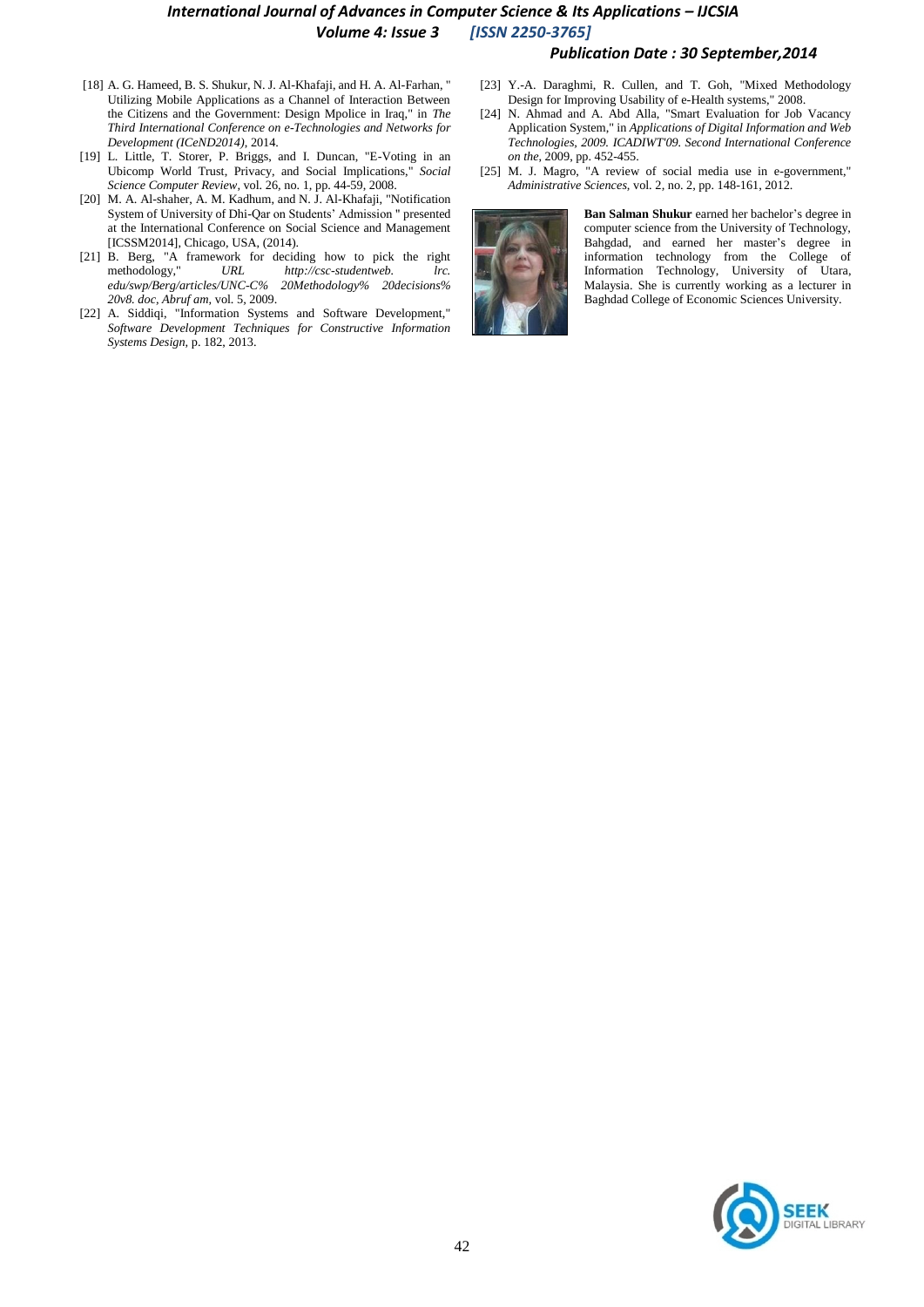[18] A. G. Hameed, B. S. Shukur, N. J. Al-Khafaji, and H. A. Al-Farhan, " Utilizing Mobile Applications as a Channel of Interaction Between the Citizens and the Government: Design Mpolice in Iraq," in *The Third International Conference on e-Technologies and Networks for Development (ICeND2014)*, 2014.

[19] L. Little, T. Storer, P. Briggs, and I. Duncan, "E-Voting in an Ubicomp World Trust, Privacy, and Social Implications," *Social Science Computer Review*, vol. 26, no. 1, pp. 44-59, 2008.

[20] M. A. Al-shaher, A. M. Kadhum, and N. J. Al-Khafaji, "Notification System of University of Dhi-Qar on Students' Admission " presented at the International Conference on Social Science and Management [ICSSM2014], Chicago, USA, (2014).

[21] B. Berg, "A framework for deciding how to pick the right methodology," *URL http://csc-studentweb. lrc. edu/swp/Berg/articles/UNC-C% 20Methodology% 20decisions% 20v8. doc, Abruf am*, vol. 5, 2009.

[22] A. Siddiqi, "Information Systems and Software Development," *Software Development Techniques for Constructive Information Systems Design*, p. 182, 2013.

[23] Y.-A. Daraghmi, R. Cullen, and T. Goh, "Mixed Methodology Design for Improving Usability of e-Health systems," 2008.

[24] N. Ahmad and A. Abd Alla, "Smart Evaluation for Job Vacancy Application System," in *Applications of Digital Information and Web Technologies, 2009. ICADIWT'09. Second International Conference on the*, 2009, pp. 452-455.

[25] M. J. Magro, "A review of social media use in e-government," *Administrative Sciences*, vol. 2, no. 2, pp. 148-161, 2012.

**Ban Salman Shukur** earned her bachelor's degree in computer science from the University of Technology, Bahgdad, and earned her master's degree in information technology from the College of Information Technology, University of Utara, Malaysia. She is currently working as a lecturer in Baghdad College of Economic Sciences University.